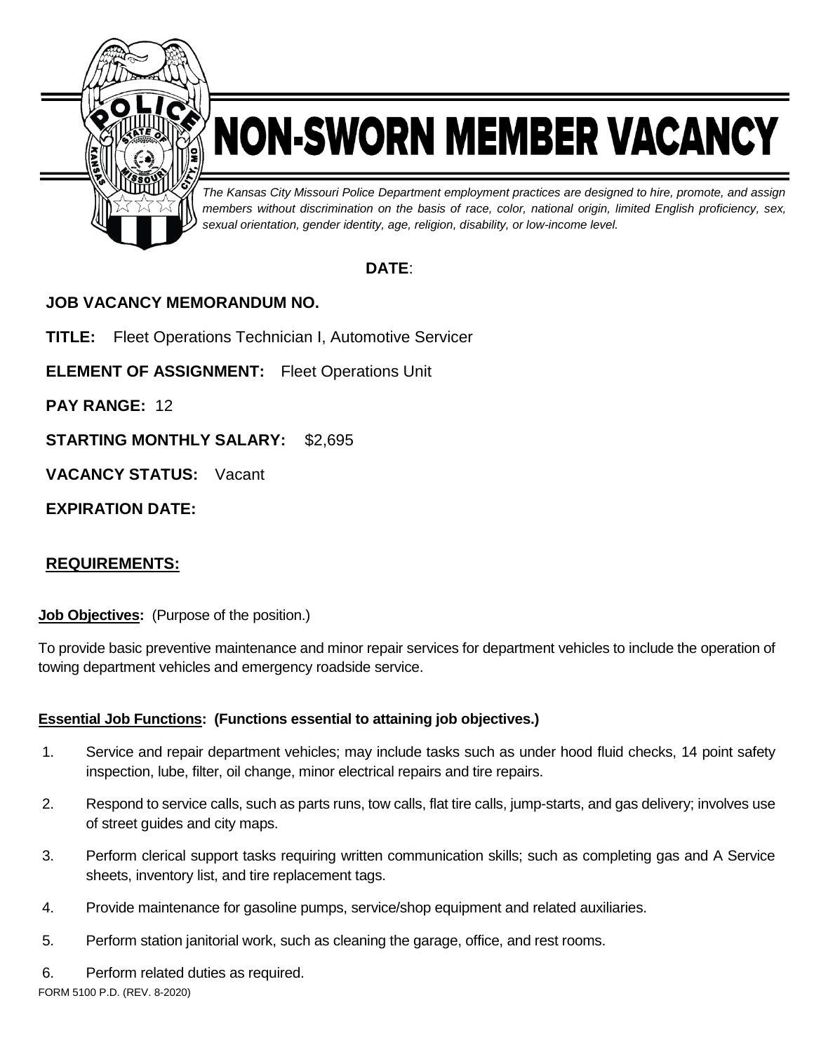# NON-SWORN MEMBER VACANCY

*The Kansas City Missouri Police Department employment practices are designed to hire, promote, and assign members without discrimination on the basis of race, color, national origin, limited English proficiency, sex, sexual orientation, gender identity, age, religion, disability, or low-income level.*

**DATE**:

**JOB VACANCY MEMORANDUM NO.**

**TITLE:** Fleet Operations Technician I, Automotive Servicer

**ELEMENT OF ASSIGNMENT:** Fleet Operations Unit

**PAY RANGE:** 12

**STARTING MONTHLY SALARY:** $2,695

**VACANCY STATUS:** Vacant

**EXPIRATION DATE:**

## REQUIREMENTS:

**Job Objectives:** (Purpose of the position.)

To provide basic preventive maintenance and minor repair services for department vehicles to include the operation of towing department vehicles and emergency roadside service.

**Essential Job Functions: (Functions essential to attaining job objectives.)**

1. Service and repair department vehicles; may include tasks such as under hood fluid checks, 14 point safety inspection, lube, filter, oil change, minor electrical repairs and tire repairs.
2. Respond to service calls, such as parts runs, tow calls, flat tire calls, jump-starts, and gas delivery; involves use of street guides and city maps.
3. Perform clerical support tasks requiring written communication skills; such as completing gas and A Service sheets, inventory list, and tire replacement tags.
4. Provide maintenance for gasoline pumps, service/shop equipment and related auxiliaries.
5. Perform station janitorial work, such as cleaning the garage, office, and rest rooms.
6. Perform related duties as required.

FORM 5100 P.D. (REV. 8-2020)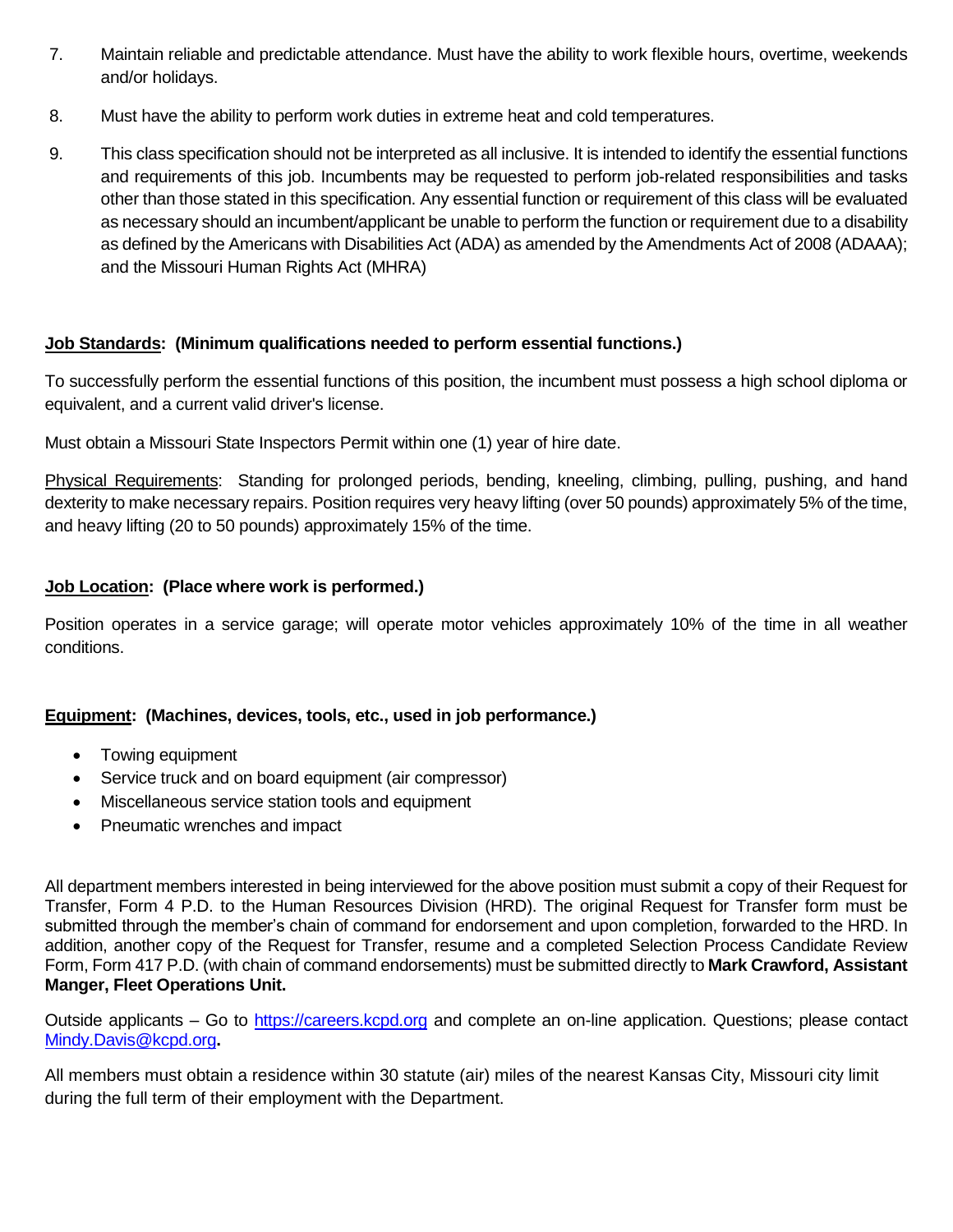7. Maintain reliable and predictable attendance. Must have the ability to work flexible hours, overtime, weekends and/or holidays.

8. Must have the ability to perform work duties in extreme heat and cold temperatures.

9. This class specification should not be interpreted as all inclusive. It is intended to identify the essential functions and requirements of this job. Incumbents may be requested to perform job-related responsibilities and tasks other than those stated in this specification. Any essential function or requirement of this class will be evaluated as necessary should an incumbent/applicant be unable to perform the function or requirement due to a disability as defined by the Americans with Disabilities Act (ADA) as amended by the Amendments Act of 2008 (ADAAA); and the Missouri Human Rights Act (MHRA)

**Job Standards: (Minimum qualifications needed to perform essential functions.)**

To successfully perform the essential functions of this position, the incumbent must possess a high school diploma or equivalent, and a current valid driver's license.

Must obtain a Missouri State Inspectors Permit within one (1) year of hire date.

Physical Requirements: Standing for prolonged periods, bending, kneeling, climbing, pulling, pushing, and hand dexterity to make necessary repairs. Position requires very heavy lifting (over 50 pounds) approximately 5% of the time, and heavy lifting (20 to 50 pounds) approximately 15% of the time.

**Job Location: (Place where work is performed.)**

Position operates in a service garage; will operate motor vehicles approximately 10% of the time in all weather conditions.

**Equipment: (Machines, devices, tools, etc., used in job performance.)**

- Towing equipment
- Service truck and on board equipment (air compressor)
- Miscellaneous service station tools and equipment
- Pneumatic wrenches and impact

All department members interested in being interviewed for the above position must submit a copy of their Request for Transfer, Form 4 P.D. to the Human Resources Division (HRD). The original Request for Transfer form must be submitted through the member's chain of command for endorsement and upon completion, forwarded to the HRD. In addition, another copy of the Request for Transfer, resume and a completed Selection Process Candidate Review Form, Form 417 P.D. (with chain of command endorsements) must be submitted directly to **Mark Crawford, Assistant Manger, Fleet Operations Unit.**

Outside applicants – Go to https://careers.kcpd.org and complete an on-line application. Questions; please contact Mindy.Davis@kcpd.org**.**

All members must obtain a residence within 30 statute (air) miles of the nearest Kansas City, Missouri city limit during the full term of their employment with the Department.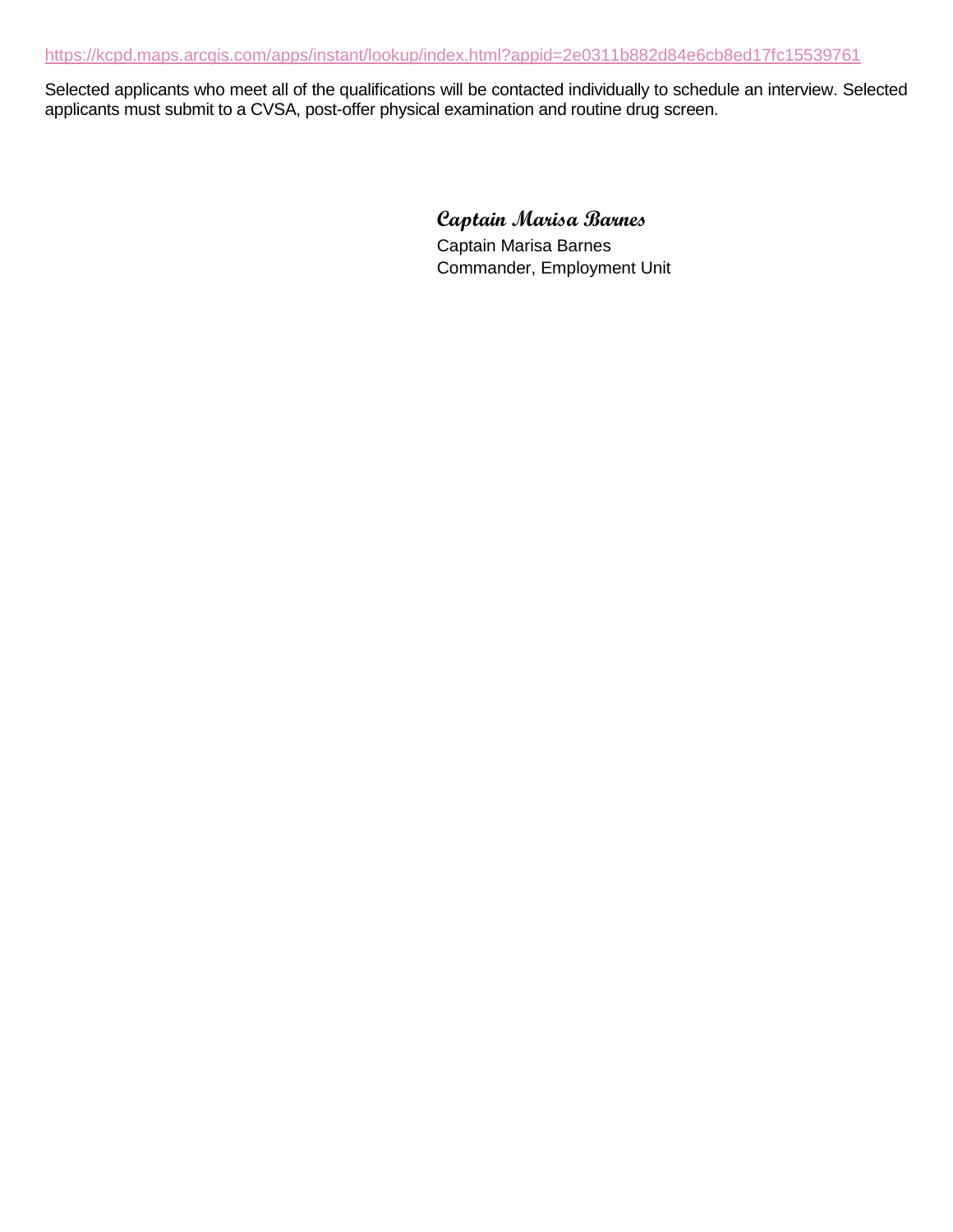https://kcpd.maps.arcgis.com/apps/instant/lookup/index.html?appid=2e0311b882d84e6cb8ed17fc15539761

Selected applicants who meet all of the qualifications will be contacted individually to schedule an interview. Selected applicants must submit to a CVSA, post-offer physical examination and routine drug screen.

*Captain Marisa Barnes*

Captain Marisa Barnes
Commander, Employment Unit